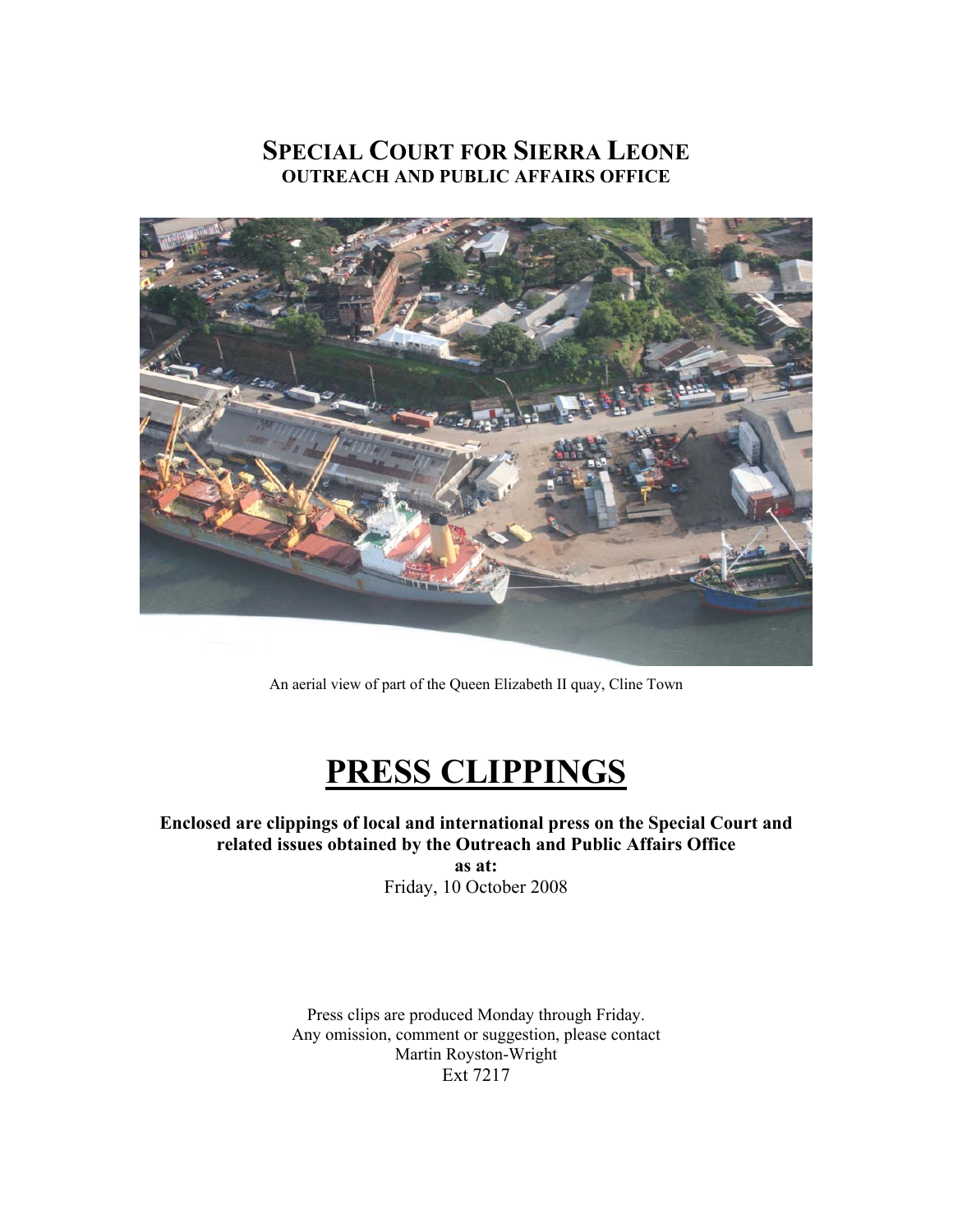# SPECIAL COURT FOR SIERRA LEONE
## OUTREACH AND PUBLIC AFFAIRS OFFICE

An aerial view of part of the Queen Elizabeth II quay, Cline Town

# PRESS CLIPPINGS

**Enclosed are clippings of local and international press on the Special Court and related issues obtained by the Outreach and Public Affairs Office**
**as at:**
Friday, 10 October 2008

Press clips are produced Monday through Friday.
Any omission, comment or suggestion, please contact
Martin Royston-Wright
Ext 7217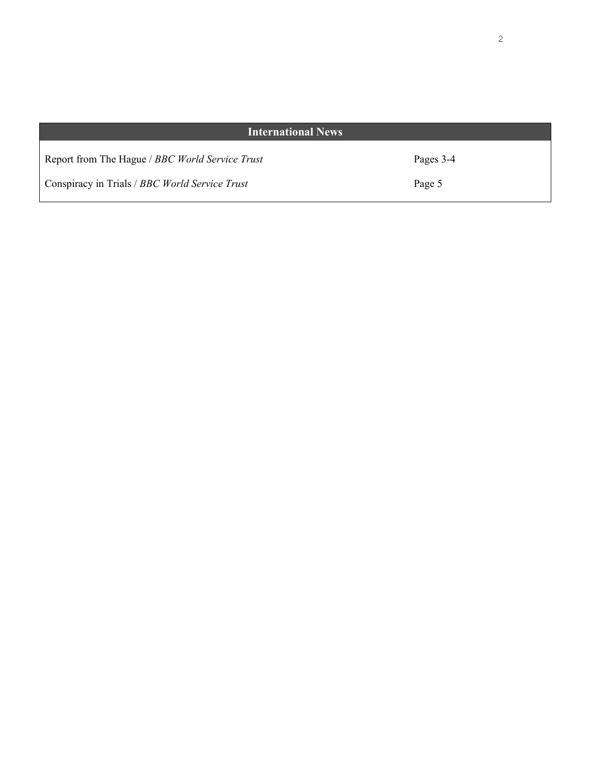| International News | |
|---|---|
| Report from The Hague / *BBC World Service Trust* | Pages 3-4 |
| Conspiracy in Trials / *BBC World Service Trust* | Page 5 |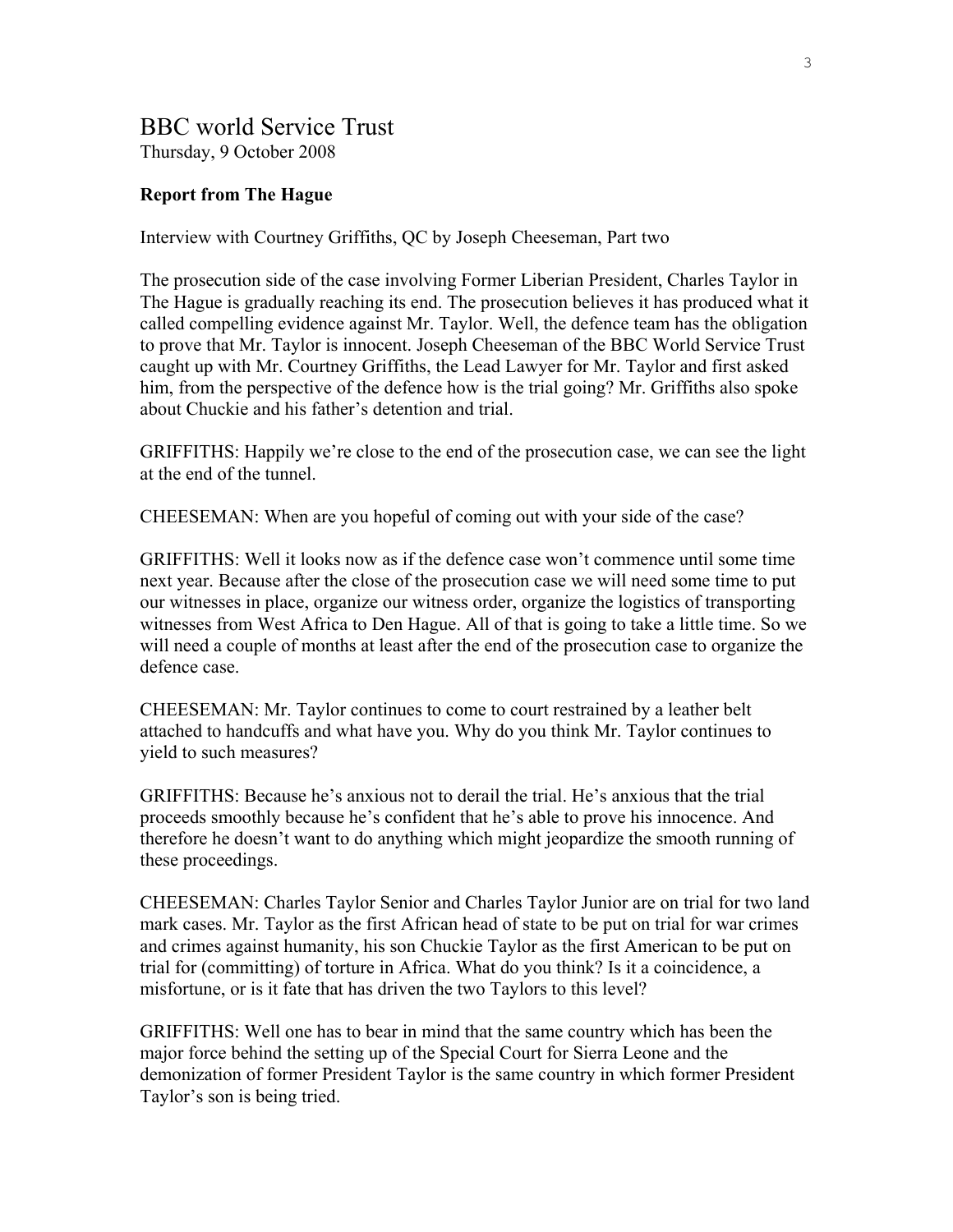# BBC world Service Trust

Thursday, 9 October 2008

**Report from The Hague**

Interview with Courtney Griffiths, QC by Joseph Cheeseman, Part two

The prosecution side of the case involving Former Liberian President, Charles Taylor in The Hague is gradually reaching its end. The prosecution believes it has produced what it called compelling evidence against Mr. Taylor. Well, the defence team has the obligation to prove that Mr. Taylor is innocent. Joseph Cheeseman of the BBC World Service Trust caught up with Mr. Courtney Griffiths, the Lead Lawyer for Mr. Taylor and first asked him, from the perspective of the defence how is the trial going? Mr. Griffiths also spoke about Chuckie and his father's detention and trial.

GRIFFITHS: Happily we're close to the end of the prosecution case, we can see the light at the end of the tunnel.

CHEESEMAN: When are you hopeful of coming out with your side of the case?

GRIFFITHS: Well it looks now as if the defence case won't commence until some time next year. Because after the close of the prosecution case we will need some time to put our witnesses in place, organize our witness order, organize the logistics of transporting witnesses from West Africa to Den Hague. All of that is going to take a little time. So we will need a couple of months at least after the end of the prosecution case to organize the defence case.

CHEESEMAN: Mr. Taylor continues to come to court restrained by a leather belt attached to handcuffs and what have you. Why do you think Mr. Taylor continues to yield to such measures?

GRIFFITHS: Because he's anxious not to derail the trial. He's anxious that the trial proceeds smoothly because he's confident that he's able to prove his innocence. And therefore he doesn't want to do anything which might jeopardize the smooth running of these proceedings.

CHEESEMAN: Charles Taylor Senior and Charles Taylor Junior are on trial for two land mark cases. Mr. Taylor as the first African head of state to be put on trial for war crimes and crimes against humanity, his son Chuckie Taylor as the first American to be put on trial for (committing) of torture in Africa. What do you think? Is it a coincidence, a misfortune, or is it fate that has driven the two Taylors to this level?

GRIFFITHS: Well one has to bear in mind that the same country which has been the major force behind the setting up of the Special Court for Sierra Leone and the demonization of former President Taylor is the same country in which former President Taylor's son is being tried.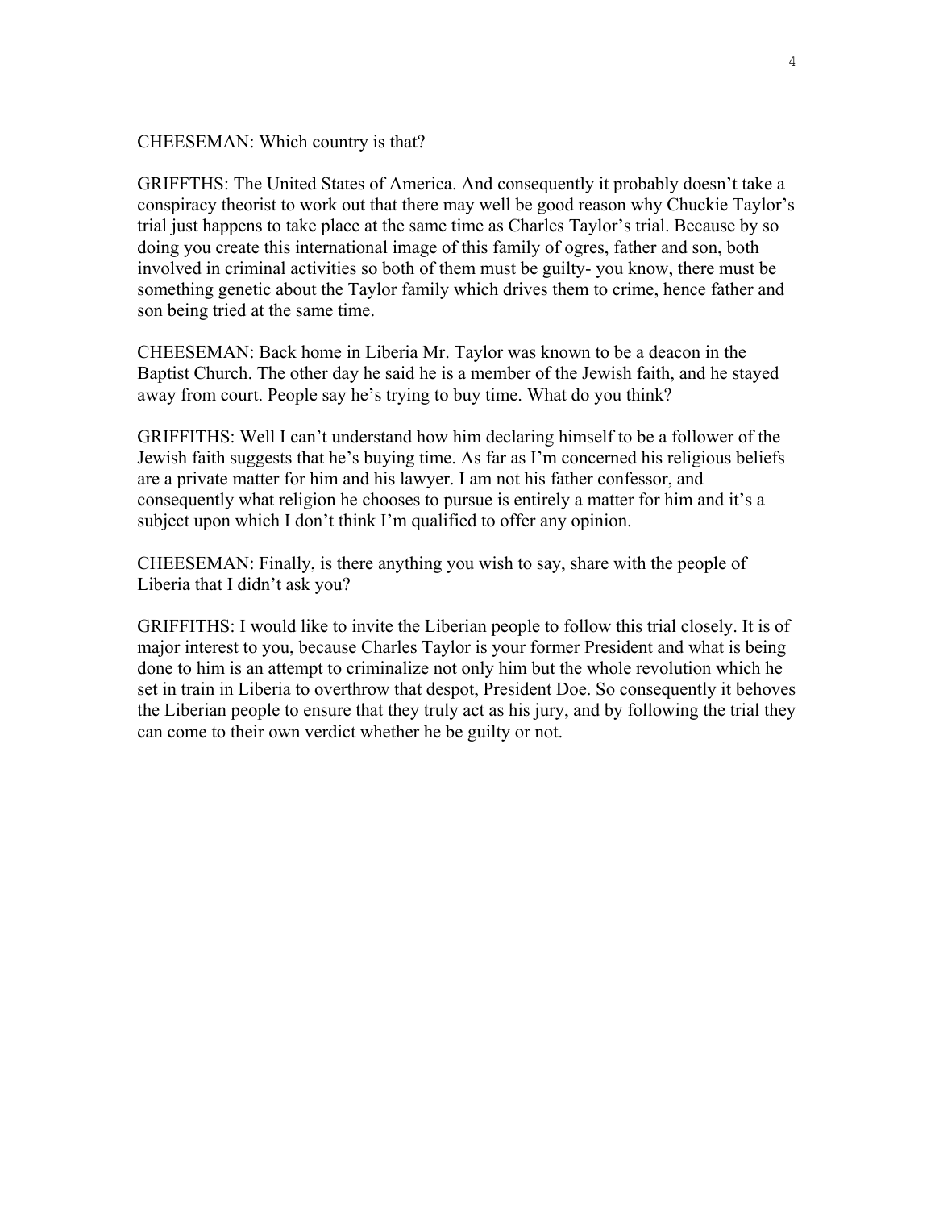CHEESEMAN: Which country is that?

GRIFFTHS: The United States of America. And consequently it probably doesn't take a conspiracy theorist to work out that there may well be good reason why Chuckie Taylor's trial just happens to take place at the same time as Charles Taylor's trial. Because by so doing you create this international image of this family of ogres, father and son, both involved in criminal activities so both of them must be guilty- you know, there must be something genetic about the Taylor family which drives them to crime, hence father and son being tried at the same time.

CHEESEMAN: Back home in Liberia Mr. Taylor was known to be a deacon in the Baptist Church. The other day he said he is a member of the Jewish faith, and he stayed away from court. People say he's trying to buy time. What do you think?

GRIFFITHS: Well I can't understand how him declaring himself to be a follower of the Jewish faith suggests that he's buying time. As far as I'm concerned his religious beliefs are a private matter for him and his lawyer. I am not his father confessor, and consequently what religion he chooses to pursue is entirely a matter for him and it's a subject upon which I don't think I'm qualified to offer any opinion.

CHEESEMAN: Finally, is there anything you wish to say, share with the people of Liberia that I didn't ask you?

GRIFFITHS: I would like to invite the Liberian people to follow this trial closely. It is of major interest to you, because Charles Taylor is your former President and what is being done to him is an attempt to criminalize not only him but the whole revolution which he set in train in Liberia to overthrow that despot, President Doe. So consequently it behoves the Liberian people to ensure that they truly act as his jury, and by following the trial they can come to their own verdict whether he be guilty or not.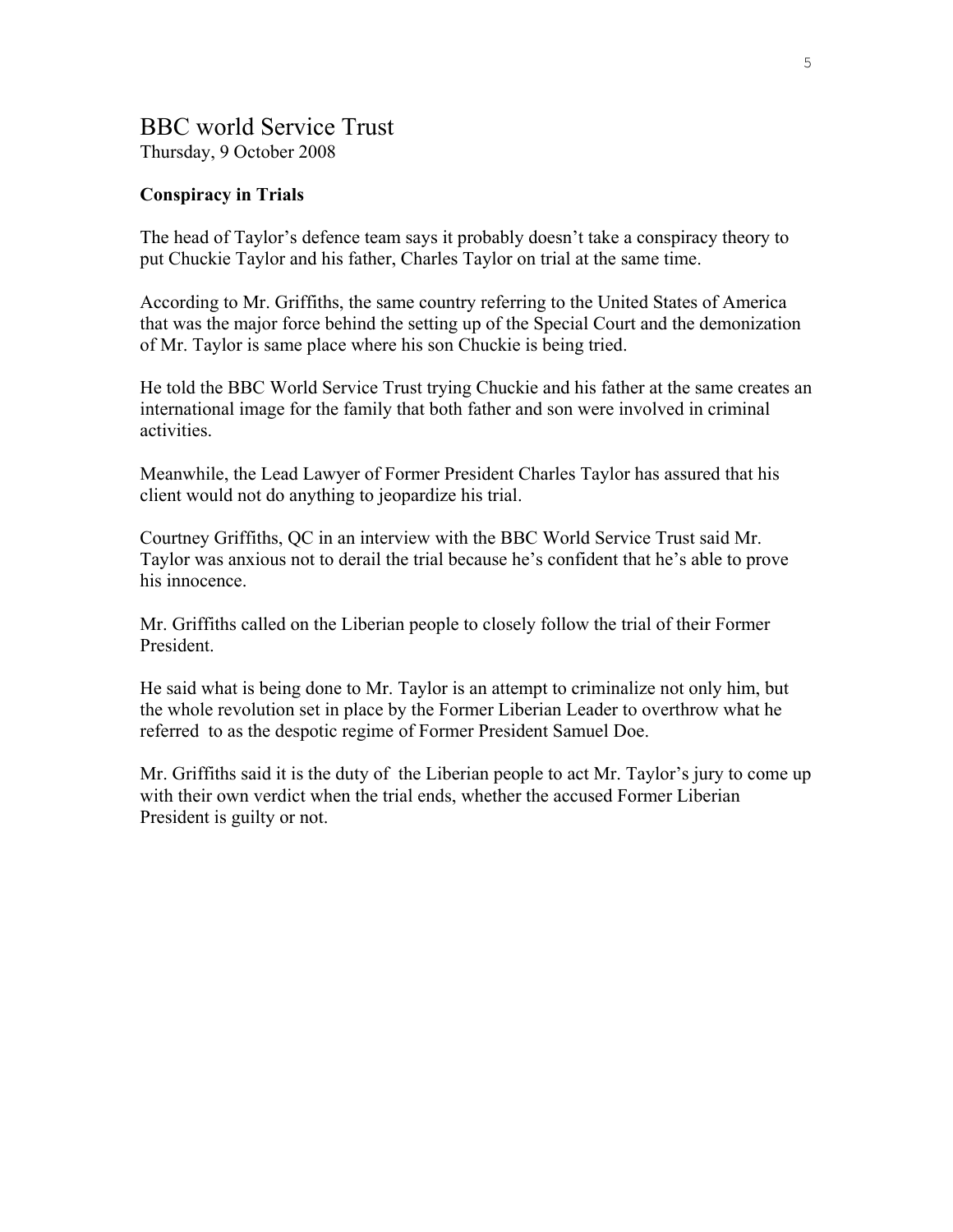## BBC world Service Trust

Thursday, 9 October 2008

**Conspiracy in Trials**

The head of Taylor's defence team says it probably doesn't take a conspiracy theory to put Chuckie Taylor and his father, Charles Taylor on trial at the same time.

According to Mr. Griffiths, the same country referring to the United States of America that was the major force behind the setting up of the Special Court and the demonization of Mr. Taylor is same place where his son Chuckie is being tried.

He told the BBC World Service Trust trying Chuckie and his father at the same creates an international image for the family that both father and son were involved in criminal activities.

Meanwhile, the Lead Lawyer of Former President Charles Taylor has assured that his client would not do anything to jeopardize his trial.

Courtney Griffiths, QC in an interview with the BBC World Service Trust said Mr. Taylor was anxious not to derail the trial because he's confident that he's able to prove his innocence.

Mr. Griffiths called on the Liberian people to closely follow the trial of their Former President.

He said what is being done to Mr. Taylor is an attempt to criminalize not only him, but the whole revolution set in place by the Former Liberian Leader to overthrow what he referred to as the despotic regime of Former President Samuel Doe.

Mr. Griffiths said it is the duty of the Liberian people to act Mr. Taylor's jury to come up with their own verdict when the trial ends, whether the accused Former Liberian President is guilty or not.